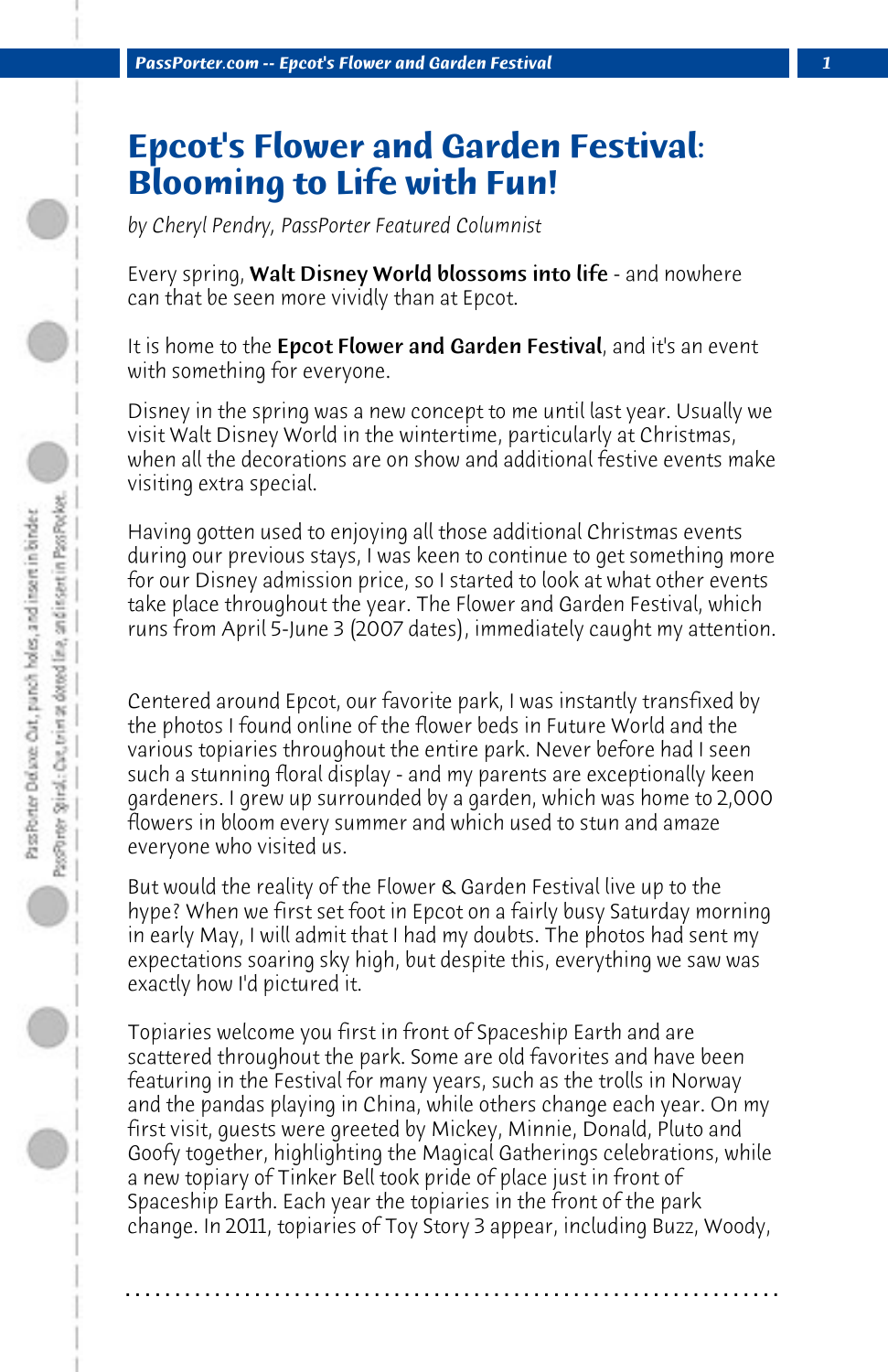# Epcot's Flower and Garden Festival: Blooming to Life with Fun!

*by Cheryl Pendry, PassPorter Featured Columnist*

Every spring, **Walt Disney World blossoms into life** - and nowhere can that be seen more vividly than at Epcot.

It is home to the **Epcot Flower and Garden Festival**, and it's an event with something for everyone.

Disney in the spring was a new concept to me until last year. Usually we visit Walt Disney World in the wintertime, particularly at Christmas, when all the decorations are on show and additional festive events make visiting extra special.

Having gotten used to enjoying all those additional Christmas events during our previous stays, I was keen to continue to get something more for our Disney admission price, so I started to look at what other events take place throughout the year. The Flower and Garden Festival, which runs from April 5-June 3 (2007 dates), immediately caught my attention.

Centered around Epcot, our favorite park, I was instantly transfixed by the photos I found online of the flower beds in Future World and the various topiaries throughout the entire park. Never before had I seen such a stunning floral display - and my parents are exceptionally keen gardeners. I grew up surrounded by a garden, which was home to 2,000 flowers in bloom every summer and which used to stun and amaze everyone who visited us.

But would the reality of the Flower & Garden Festival live up to the hype? When we first set foot in Epcot on a fairly busy Saturday morning in early May, I will admit that I had my doubts. The photos had sent my expectations soaring sky high, but despite this, everything we saw was exactly how I'd pictured it.

Topiaries welcome you first in front of Spaceship Earth and are scattered throughout the park. Some are old favorites and have been featuring in the Festival for many years, such as the trolls in Norway and the pandas playing in China, while others change each year. On my first visit, guests were greeted by Mickey, Minnie, Donald, Pluto and Goofy together, highlighting the Magical Gatherings celebrations, while a new topiary of Tinker Bell took pride of place just in front of Spaceship Earth. Each year the topiaries in the front of the park change. In 2011, topiaries of Toy Story 3 appear, including Buzz, Woody,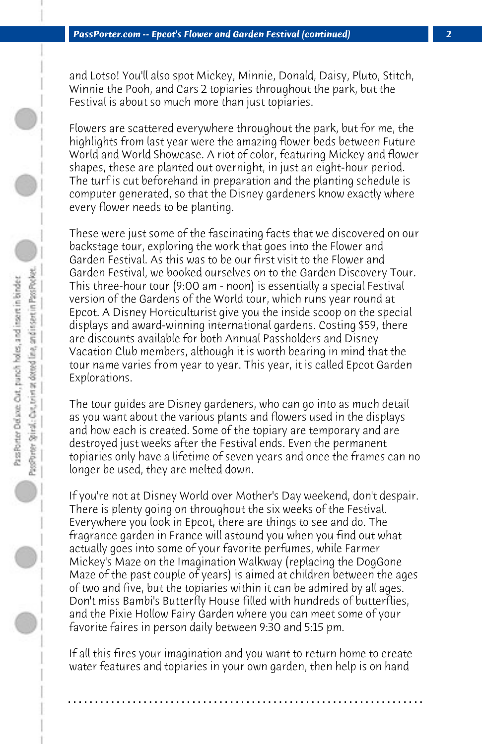and Lotso! You'll also spot Mickey, Minnie, Donald, Daisy, Pluto, Stitch, Winnie the Pooh, and Cars 2 topiaries throughout the park, but the Festival is about so much more than just topiaries.

Flowers are scattered everywhere throughout the park, but for me, the highlights from last year were the amazing flower beds between Future World and World Showcase. A riot of color, featuring Mickey and flower shapes, these are planted out overnight, in just an eight-hour period. The turf is cut beforehand in preparation and the planting schedule is computer generated, so that the Disney gardeners know exactly where every flower needs to be planting.

These were just some of the fascinating facts that we discovered on our backstage tour, exploring the work that goes into the Flower and Garden Festival. As this was to be our first visit to the Flower and Garden Festival, we booked ourselves on to the Garden Discovery Tour. This three-hour tour (9:00 am - noon) is essentially a special Festival version of the Gardens of the World tour, which runs year round at Epcot. A Disney Horticulturist give you the inside scoop on the special displays and award-winning international gardens. Costing $59, there are discounts available for both Annual Passholders and Disney Vacation Club members, although it is worth bearing in mind that the tour name varies from year to year. This year, it is called Epcot Garden Explorations.

The tour guides are Disney gardeners, who can go into as much detail as you want about the various plants and flowers used in the displays and how each is created. Some of the topiary are temporary and are destroyed just weeks after the Festival ends. Even the permanent topiaries only have a lifetime of seven years and once the frames can no longer be used, they are melted down.

If you're not at Disney World over Mother's Day weekend, don't despair. There is plenty going on throughout the six weeks of the Festival. Everywhere you look in Epcot, there are things to see and do. The fragrance garden in France will astound you when you find out what actually goes into some of your favorite perfumes, while Farmer Mickey's Maze on the Imagination Walkway (replacing the DogGone Maze of the past couple of years) is aimed at children between the ages of two and five, but the topiaries within it can be admired by all ages. Don't miss Bambi's Butterfly House filled with hundreds of butterflies, and the Pixie Hollow Fairy Garden where you can meet some of your favorite faires in person daily between 9:30 and 5:15 pm.

If all this fires your imagination and you want to return home to create water features and topiaries in your own garden, then help is on hand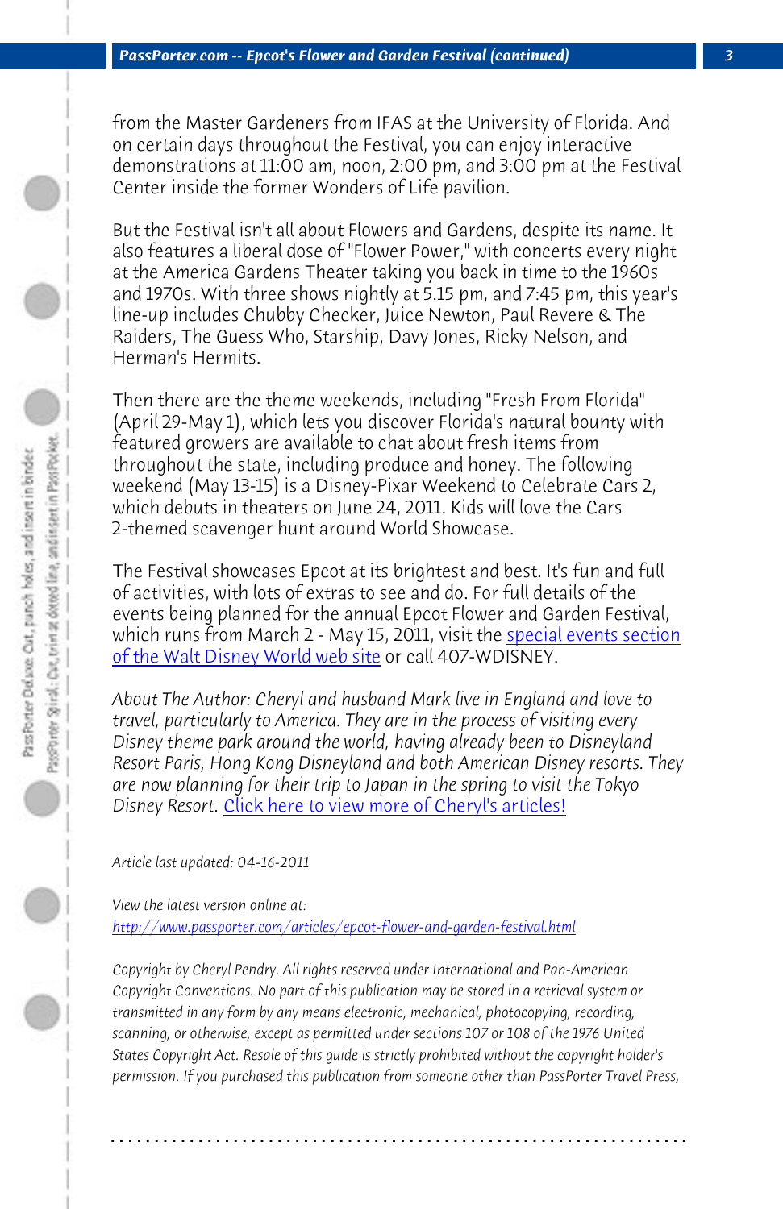from the Master Gardeners from IFAS at the University of Florida. And on certain days throughout the Festival, you can enjoy interactive demonstrations at 11:00 am, noon, 2:00 pm, and 3:00 pm at the Festival Center inside the former Wonders of Life pavilion.

But the Festival isn't all about Flowers and Gardens, despite its name. It also features a liberal dose of "Flower Power," with concerts every night at the America Gardens Theater taking you back in time to the 1960s and 1970s. With three shows nightly at 5.15 pm, and 7:45 pm, this year's line-up includes Chubby Checker, Juice Newton, Paul Revere & The Raiders, The Guess Who, Starship, Davy Jones, Ricky Nelson, and Herman's Hermits.

Then there are the theme weekends, including "Fresh From Florida" (April 29-May 1), which lets you discover Florida's natural bounty with featured growers are available to chat about fresh items from throughout the state, including produce and honey. The following weekend (May 13-15) is a Disney-Pixar Weekend to Celebrate Cars 2, which debuts in theaters on June 24, 2011. Kids will love the Cars 2-themed scavenger hunt around World Showcase.

The Festival showcases Epcot at its brightest and best. It's fun and full of activities, with lots of extras to see and do. For full details of the events being planned for the annual Epcot Flower and Garden Festival, which runs from March 2 - May 15, 2011, visit the special events section of the Walt Disney World web site or call 407-WDISNEY.

*About The Author: Cheryl and husband Mark live in England and love to travel, particularly to America. They are in the process of visiting every Disney theme park around the world, having already been to Disneyland Resort Paris, Hong Kong Disneyland and both American Disney resorts. They are now planning for their trip to Japan in the spring to visit the Tokyo Disney Resort.* Click here to view more of Cheryl's articles!

*Article last updated: 04-16-2011*

*View the latest version online at:*
*http://www.passporter.com/articles/epcot-flower-and-garden-festival.html*

*Copyright by Cheryl Pendry. All rights reserved under International and Pan-American Copyright Conventions. No part of this publication may be stored in a retrieval system or transmitted in any form by any means electronic, mechanical, photocopying, recording, scanning, or otherwise, except as permitted under sections 107 or 108 of the 1976 United States Copyright Act. Resale of this guide is strictly prohibited without the copyright holder's permission. If you purchased this publication from someone other than PassPorter Travel Press,*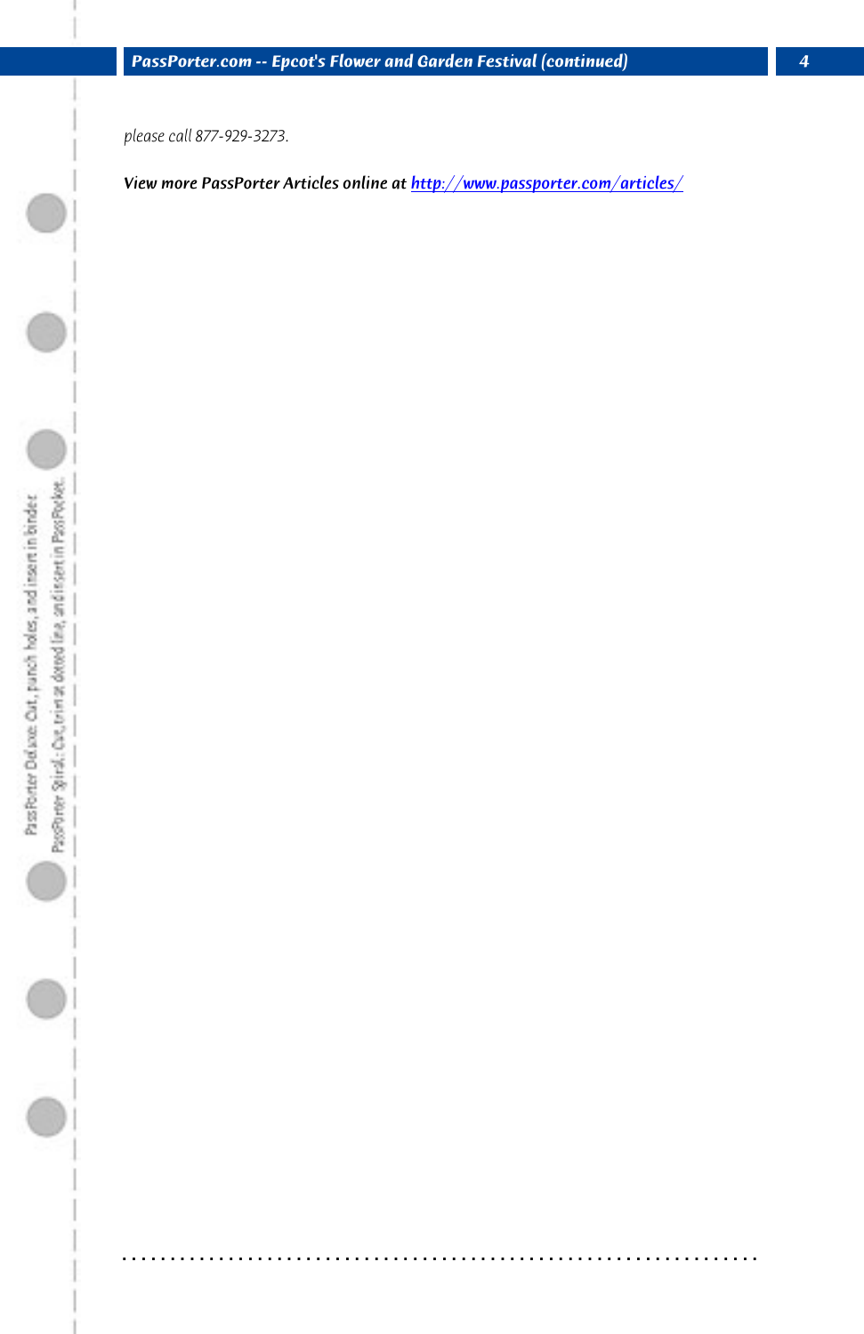*please call 877-929-3273.*

***View more PassPorter Articles online at [http://www.passporter.com/articles/](http://www.passporter.com/articles/)***